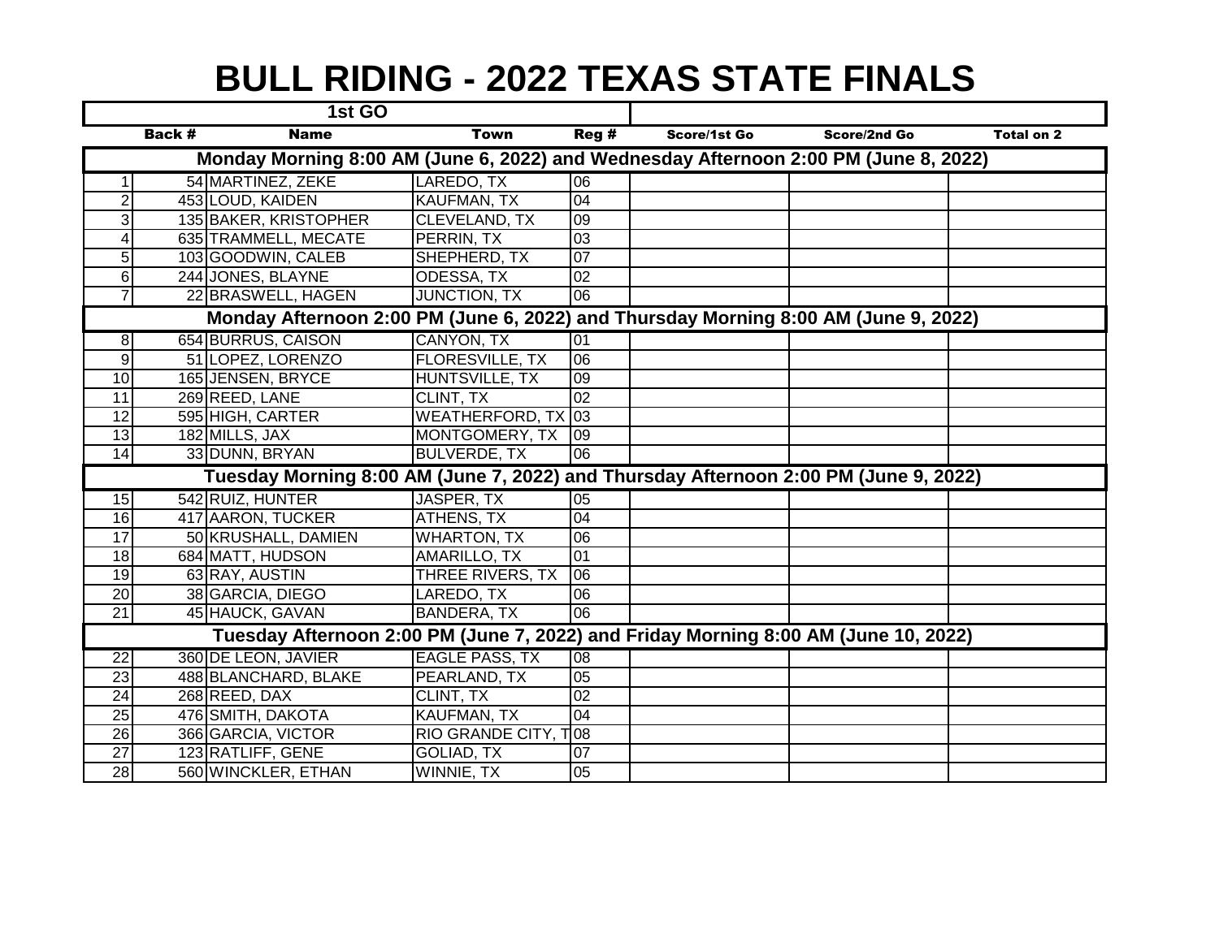# BULL RIDING - 2022 TEXAS STATE FINALS

| 1st GO | | | | | | | |
|---|---|---|---|---|---|---|---|
| | Back # | Name | Town | Reg # | Score/1st Go | Score/2nd Go | Total on 2 |
| **Monday Morning 8:00 AM (June 6, 2022) and Wednesday Afternoon 2:00 PM (June 8, 2022)** | | | | | | | |
| 1 | 54 | MARTINEZ, ZEKE | LAREDO, TX | 06 | | | |
| 2 | 453 | LOUD, KAIDEN | KAUFMAN, TX | 04 | | | |
| 3 | 135 | BAKER, KRISTOPHER | CLEVELAND, TX | 09 | | | |
| 4 | 635 | TRAMMELL, MECATE | PERRIN, TX | 03 | | | |
| 5 | 103 | GOODWIN, CALEB | SHEPHERD, TX | 07 | | | |
| 6 | 244 | JONES, BLAYNE | ODESSA, TX | 02 | | | |
| 7 | 22 | BRASWELL, HAGEN | JUNCTION, TX | 06 | | | |
| **Monday Afternoon 2:00 PM (June 6, 2022) and Thursday Morning 8:00 AM (June 9, 2022)** | | | | | | | |
| 8 | 654 | BURRUS, CAISON | CANYON, TX | 01 | | | |
| 9 | 51 | LOPEZ, LORENZO | FLORESVILLE, TX | 06 | | | |
| 10 | 165 | JENSEN, BRYCE | HUNTSVILLE, TX | 09 | | | |
| 11 | 269 | REED, LANE | CLINT, TX | 02 | | | |
| 12 | 595 | HIGH, CARTER | WEATHERFORD, TX | 03 | | | |
| 13 | 182 | MILLS, JAX | MONTGOMERY, TX | 09 | | | |
| 14 | 33 | DUNN, BRYAN | BULVERDE, TX | 06 | | | |
| **Tuesday Morning 8:00 AM (June 7, 2022) and Thursday Afternoon 2:00 PM (June 9, 2022)** | | | | | | | |
| 15 | 542 | RUIZ, HUNTER | JASPER, TX | 05 | | | |
| 16 | 417 | AARON, TUCKER | ATHENS, TX | 04 | | | |
| 17 | 50 | KRUSHALL, DAMIEN | WHARTON, TX | 06 | | | |
| 18 | 684 | MATT, HUDSON | AMARILLO, TX | 01 | | | |
| 19 | 63 | RAY, AUSTIN | THREE RIVERS, TX | 06 | | | |
| 20 | 38 | GARCIA, DIEGO | LAREDO, TX | 06 | | | |
| 21 | 45 | HAUCK, GAVAN | BANDERA, TX | 06 | | | |
| **Tuesday Afternoon 2:00 PM (June 7, 2022) and Friday Morning 8:00 AM (June 10, 2022)** | | | | | | | |
| 22 | 360 | DE LEON, JAVIER | EAGLE PASS, TX | 08 | | | |
| 23 | 488 | BLANCHARD, BLAKE | PEARLAND, TX | 05 | | | |
| 24 | 268 | REED, DAX | CLINT, TX | 02 | | | |
| 25 | 476 | SMITH, DAKOTA | KAUFMAN, TX | 04 | | | |
| 26 | 366 | GARCIA, VICTOR | RIO GRANDE CITY, T | 08 | | | |
| 27 | 123 | RATLIFF, GENE | GOLIAD, TX | 07 | | | |
| 28 | 560 | WINCKLER, ETHAN | WINNIE, TX | 05 | | | |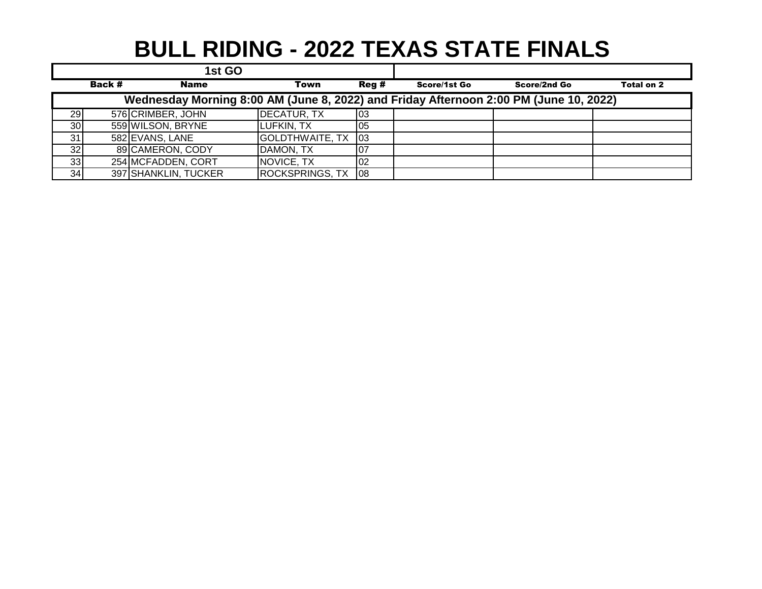# BULL RIDING - 2022 TEXAS STATE FINALS

| 1st GO | | | | | | | |
|---|---|---|---|---|---|---|---|
| | Back # | Name | Town | Reg # | Score/1st Go | Score/2nd Go | Total on 2 |
| Wednesday Morning 8:00 AM (June 8, 2022) and Friday Afternoon 2:00 PM (June 10, 2022) | | | | | | | |
| 29 | 576 | CRIMBER, JOHN | DECATUR, TX | 03 | | | |
| 30 | 559 | WILSON, BRYNE | LUFKIN, TX | 05 | | | |
| 31 | 582 | EVANS, LANE | GOLDTHWAITE, TX | 03 | | | |
| 32 | 89 | CAMERON, CODY | DAMON, TX | 07 | | | |
| 33 | 254 | MCFADDEN, CORT | NOVICE, TX | 02 | | | |
| 34 | 397 | SHANKLIN, TUCKER | ROCKSPRINGS, TX | 08 | | | |